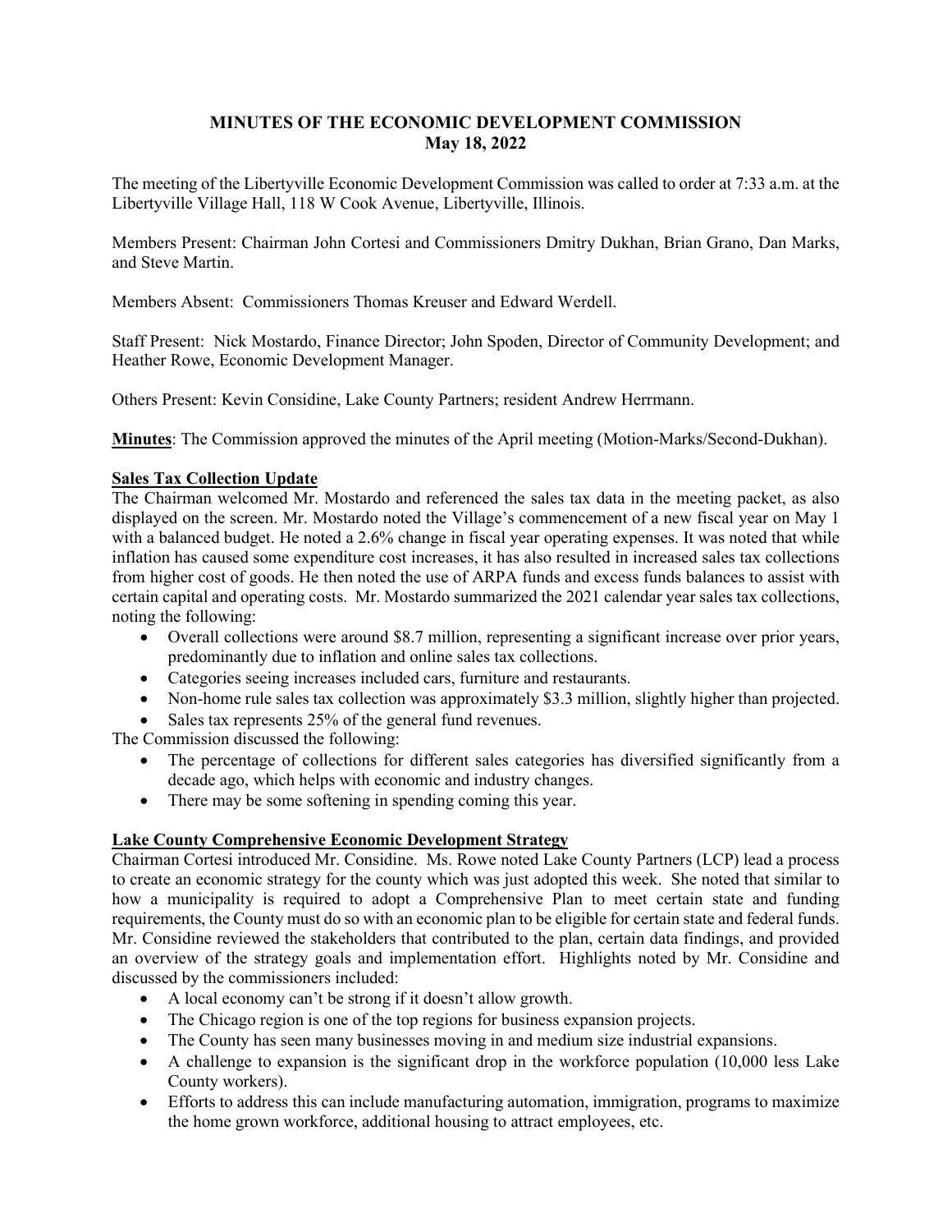# MINUTES OF THE ECONOMIC DEVELOPMENT COMMISSION
## May 18, 2022

The meeting of the Libertyville Economic Development Commission was called to order at 7:33 a.m. at the Libertyville Village Hall, 118 W Cook Avenue, Libertyville, Illinois.

Members Present: Chairman John Cortesi and Commissioners Dmitry Dukhan, Brian Grano, Dan Marks, and Steve Martin.

Members Absent: Commissioners Thomas Kreuser and Edward Werdell.

Staff Present: Nick Mostardo, Finance Director; John Spoden, Director of Community Development; and Heather Rowe, Economic Development Manager.

Others Present: Kevin Considine, Lake County Partners; resident Andrew Herrmann.

**Minutes**: The Commission approved the minutes of the April meeting (Motion-Marks/Second-Dukhan).

**Sales Tax Collection Update**

The Chairman welcomed Mr. Mostardo and referenced the sales tax data in the meeting packet, as also displayed on the screen. Mr. Mostardo noted the Village's commencement of a new fiscal year on May 1 with a balanced budget. He noted a 2.6% change in fiscal year operating expenses. It was noted that while inflation has caused some expenditure cost increases, it has also resulted in increased sales tax collections from higher cost of goods. He then noted the use of ARPA funds and excess funds balances to assist with certain capital and operating costs. Mr. Mostardo summarized the 2021 calendar year sales tax collections, noting the following:

- Overall collections were around $8.7 million, representing a significant increase over prior years, predominantly due to inflation and online sales tax collections.
- Categories seeing increases included cars, furniture and restaurants.
- Non-home rule sales tax collection was approximately $3.3 million, slightly higher than projected.
- Sales tax represents 25% of the general fund revenues.

The Commission discussed the following:

- The percentage of collections for different sales categories has diversified significantly from a decade ago, which helps with economic and industry changes.
- There may be some softening in spending coming this year.

**Lake County Comprehensive Economic Development Strategy**

Chairman Cortesi introduced Mr. Considine. Ms. Rowe noted Lake County Partners (LCP) lead a process to create an economic strategy for the county which was just adopted this week. She noted that similar to how a municipality is required to adopt a Comprehensive Plan to meet certain state and funding requirements, the County must do so with an economic plan to be eligible for certain state and federal funds. Mr. Considine reviewed the stakeholders that contributed to the plan, certain data findings, and provided an overview of the strategy goals and implementation effort. Highlights noted by Mr. Considine and discussed by the commissioners included:

- A local economy can't be strong if it doesn't allow growth.
- The Chicago region is one of the top regions for business expansion projects.
- The County has seen many businesses moving in and medium size industrial expansions.
- A challenge to expansion is the significant drop in the workforce population (10,000 less Lake County workers).
- Efforts to address this can include manufacturing automation, immigration, programs to maximize the home grown workforce, additional housing to attract employees, etc.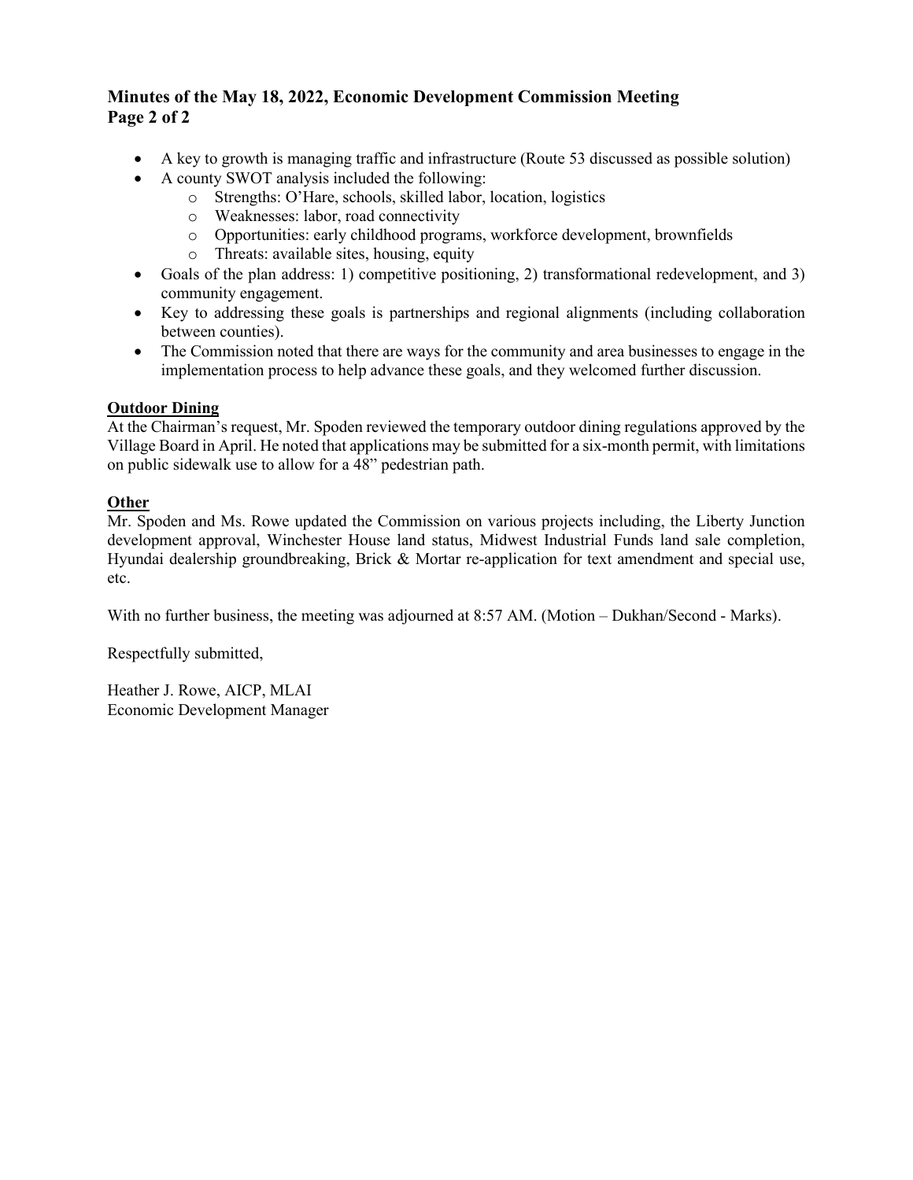- A key to growth is managing traffic and infrastructure (Route 53 discussed as possible solution)
- A county SWOT analysis included the following:
  - Strengths: O'Hare, schools, skilled labor, location, logistics
  - Weaknesses: labor, road connectivity
  - Opportunities: early childhood programs, workforce development, brownfields
  - Threats: available sites, housing, equity
- Goals of the plan address: 1) competitive positioning, 2) transformational redevelopment, and 3) community engagement.
- Key to addressing these goals is partnerships and regional alignments (including collaboration between counties).
- The Commission noted that there are ways for the community and area businesses to engage in the implementation process to help advance these goals, and they welcomed further discussion.

**Outdoor Dining**

At the Chairman's request, Mr. Spoden reviewed the temporary outdoor dining regulations approved by the Village Board in April. He noted that applications may be submitted for a six-month permit, with limitations on public sidewalk use to allow for a 48" pedestrian path.

**Other**

Mr. Spoden and Ms. Rowe updated the Commission on various projects including, the Liberty Junction development approval, Winchester House land status, Midwest Industrial Funds land sale completion, Hyundai dealership groundbreaking, Brick & Mortar re-application for text amendment and special use, etc.

With no further business, the meeting was adjourned at 8:57 AM. (Motion – Dukhan/Second - Marks).

Respectfully submitted,

Heather J. Rowe, AICP, MLAI
Economic Development Manager